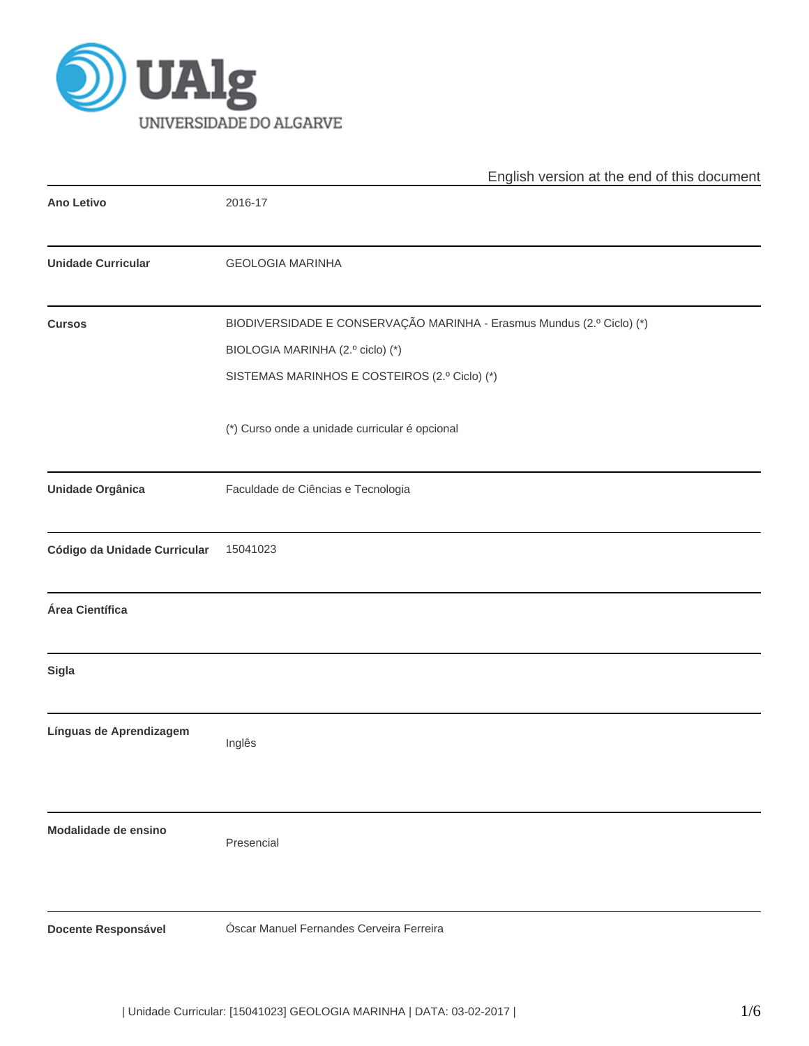English version at the end of this document

| | |
|---|---|
| **Ano Letivo** | 2016-17 |
| **Unidade Curricular** | GEOLOGIA MARINHA |
| **Cursos** | BIODIVERSIDADE E CONSERVAÇÃO MARINHA - Erasmus Mundus (2.º Ciclo) (*)<br>BIOLOGIA MARINHA (2.º ciclo) (*)<br>SISTEMAS MARINHOS E COSTEIROS (2.º Ciclo) (*)<br><br>(*) Curso onde a unidade curricular é opcional |
| **Unidade Orgânica** | Faculdade de Ciências e Tecnologia |
| **Código da Unidade Curricular** | 15041023 |
| **Área Científica** | |
| **Sigla** | |
| **Línguas de Aprendizagem** | Inglês |
| **Modalidade de ensino** | Presencial |
| **Docente Responsável** | Óscar Manuel Fernandes Cerveira Ferreira |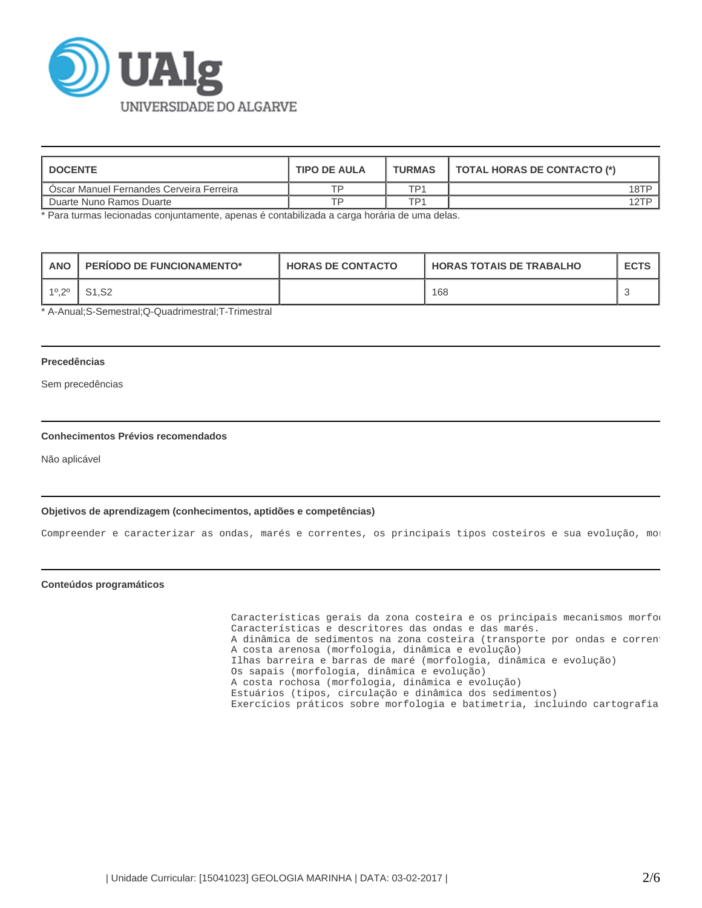| DOCENTE | TIPO DE AULA | TURMAS | TOTAL HORAS DE CONTACTO (*) |
|---|---|---|---|
| Óscar Manuel Fernandes Cerveira Ferreira | TP | TP1 | 18TP |
| Duarte Nuno Ramos Duarte | TP | TP1 | 12TP |

* Para turmas lecionadas conjuntamente, apenas é contabilizada a carga horária de uma delas.

| ANO | PERÍODO DE FUNCIONAMENTO* | HORAS DE CONTACTO | HORAS TOTAIS DE TRABALHO | ECTS |
|---|---|---|---|---|
| 1º,2º | S1,S2 | | 168 | 3 |

* A-Anual;S-Semestral;Q-Quadrimestral;T-Trimestral

#### Precedências

Sem precedências

#### Conhecimentos Prévios recomendados

Não aplicável

#### Objetivos de aprendizagem (conhecimentos, aptidões e competências)

```
Compreender e caracterizar as ondas, marés e correntes, os principais tipos costeiros e sua evolução, mo
```

#### Conteúdos programáticos

```
Características gerais da zona costeira e os principais mecanismos morfo
Características e descritores das ondas e das marés.
A dinâmica de sedimentos na zona costeira (transporte por ondas e corren
A costa arenosa (morfologia, dinâmica e evolução)
Ilhas barreira e barras de maré (morfologia, dinâmica e evolução)
Os sapais (morfologia, dinâmica e evolução)
A costa rochosa (morfologia, dinâmica e evolução)
Estuários (tipos, circulação e dinâmica dos sedimentos)
Exercícios práticos sobre morfologia e batimetria, incluindo cartografia
```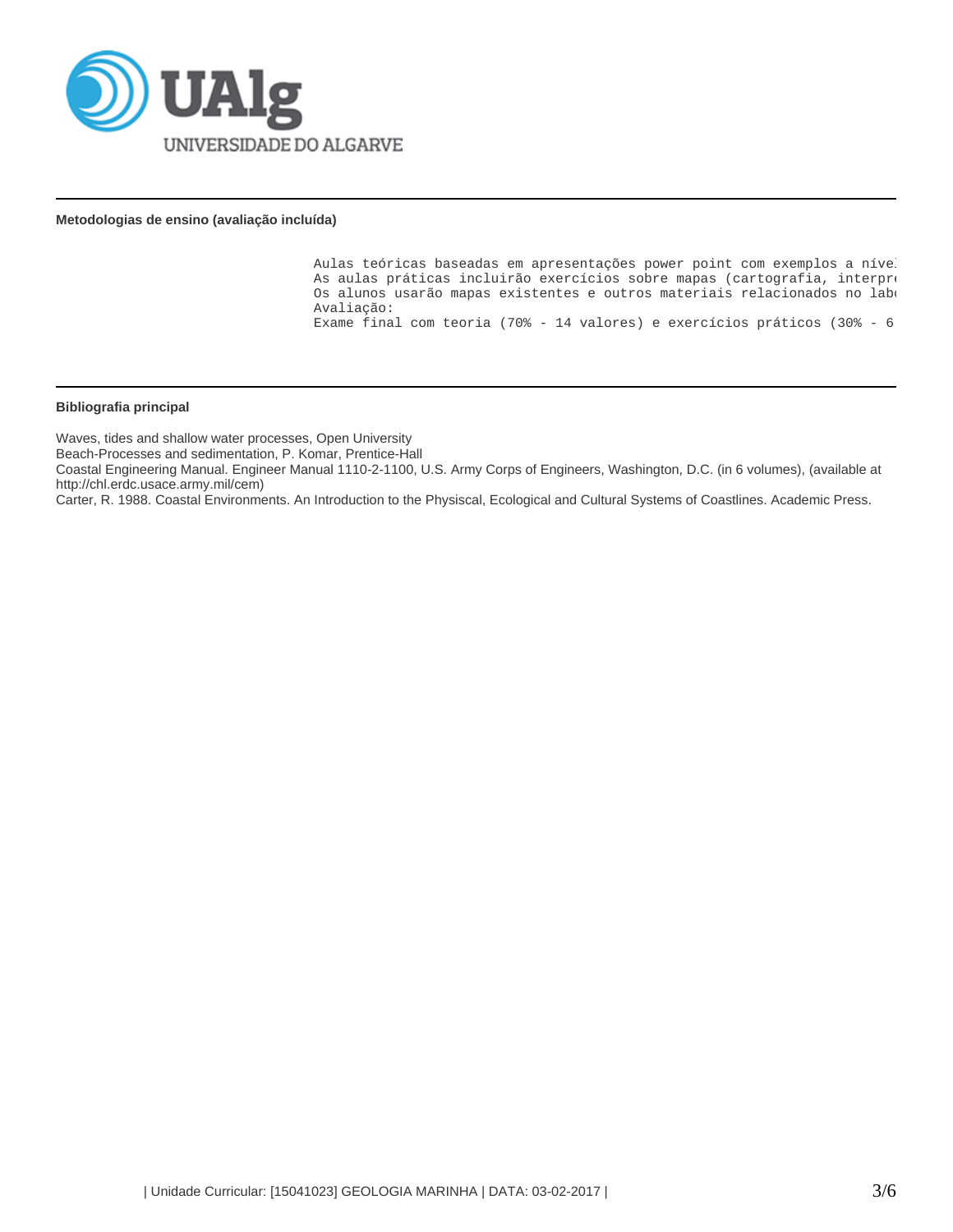**Metodologias de ensino (avaliação incluída)**

Aulas teóricas baseadas em apresentações power point com exemplos a nível
As aulas práticas incluirão exercícios sobre mapas (cartografia, interpre
Os alunos usarão mapas existentes e outros materiais relacionados no lab
Avaliação:
Exame final com teoria (70% - 14 valores) e exercícios práticos (30% - 6

**Bibliografia principal**

Waves, tides and shallow water processes, Open University
Beach-Processes and sedimentation, P. Komar, Prentice-Hall
Coastal Engineering Manual. Engineer Manual 1110-2-1100, U.S. Army Corps of Engineers, Washington, D.C. (in 6 volumes), (available at http://chl.erdc.usace.army.mil/cem)
Carter, R. 1988. Coastal Environments. An Introduction to the Physiscal, Ecological and Cultural Systems of Coastlines. Academic Press.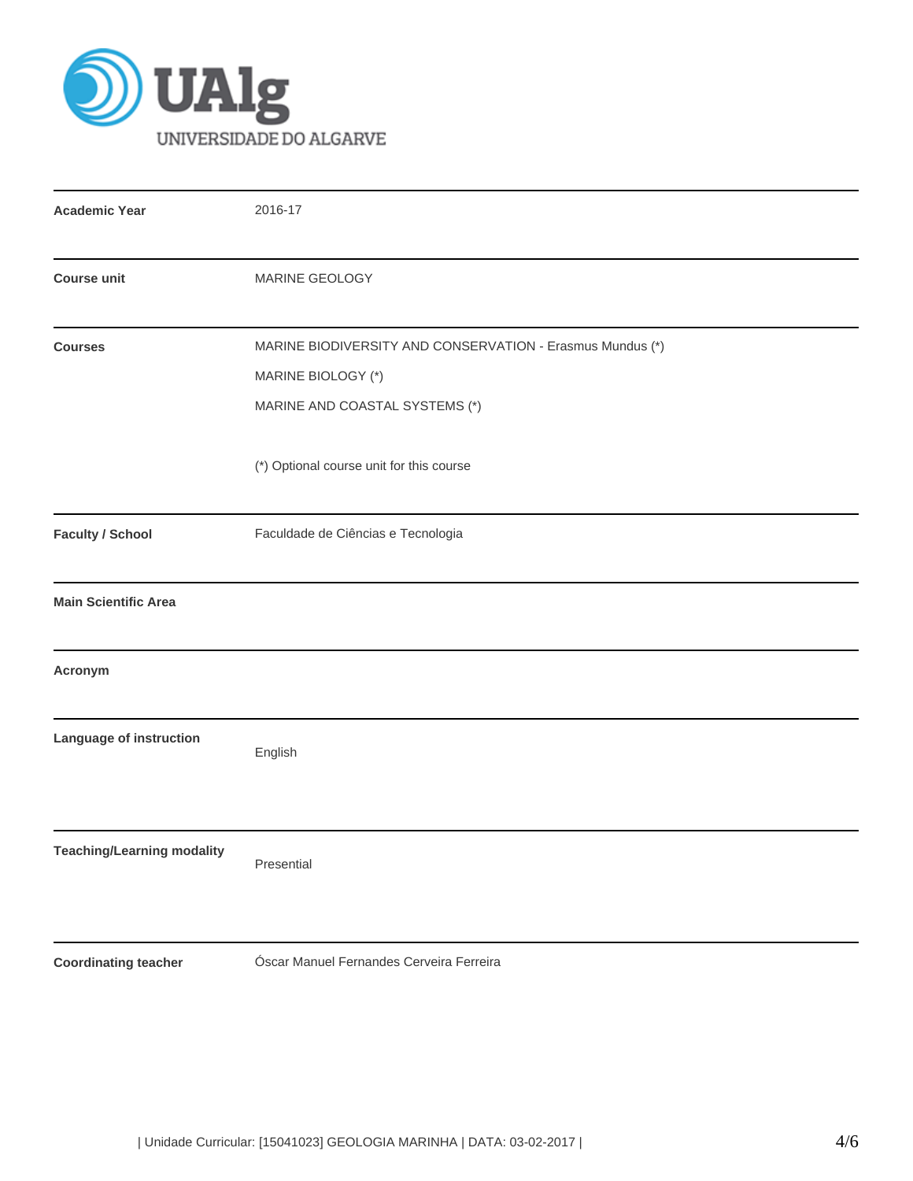| | |
|---|---|
| **Academic Year** | 2016-17 |
| **Course unit** | MARINE GEOLOGY |
| **Courses** | MARINE BIODIVERSITY AND CONSERVATION - Erasmus Mundus (*)<br>MARINE BIOLOGY (*)<br>MARINE AND COASTAL SYSTEMS (*)<br><br>(*) Optional course unit for this course |
| **Faculty / School** | Faculdade de Ciências e Tecnologia |
| **Main Scientific Area** | |
| **Acronym** | |
| **Language of instruction** | English |
| **Teaching/Learning modality** | Presential |
| **Coordinating teacher** | Óscar Manuel Fernandes Cerveira Ferreira |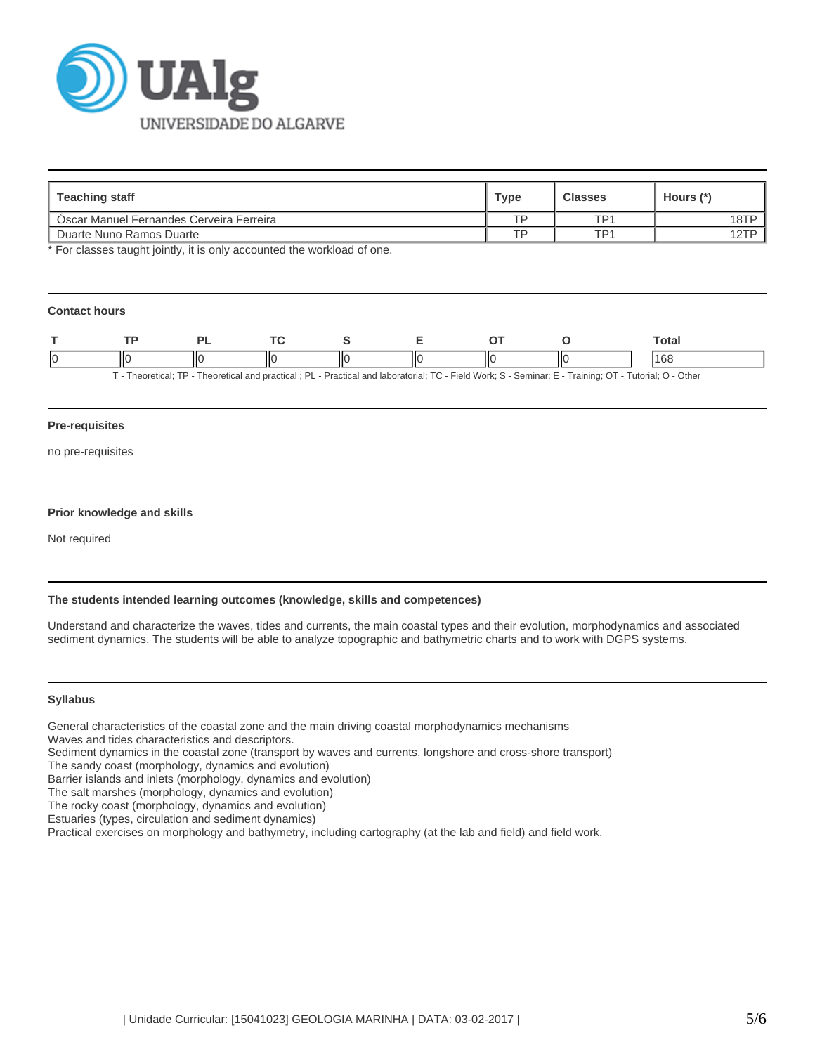| Teaching staff | Type | Classes | Hours (*) |
|---|---|---|---|
| Óscar Manuel Fernandes Cerveira Ferreira | TP | TP1 | 18TP |
| Duarte Nuno Ramos Duarte | TP | TP1 | 12TP |

* For classes taught jointly, it is only accounted the workload of one.

### Contact hours

| T | TP | PL | TC | S | E | OT | O | Total |
|---|---|---|---|---|---|---|---|---|
| 0 | 0 | 0 | 0 | 0 | 0 | 0 | 0 | 168 |

T - Theoretical; TP - Theoretical and practical ; PL - Practical and laboratorial; TC - Field Work; S - Seminar; E - Training; OT - Tutorial; O - Other

### Pre-requisites

no pre-requisites

### Prior knowledge and skills

Not required

### The students intended learning outcomes (knowledge, skills and competences)

Understand and characterize the waves, tides and currents, the main coastal types and their evolution, morphodynamics and associated sediment dynamics. The students will be able to analyze topographic and bathymetric charts and to work with DGPS systems.

### Syllabus

General characteristics of the coastal zone and the main driving coastal morphodynamics mechanisms
Waves and tides characteristics and descriptors.
Sediment dynamics in the coastal zone (transport by waves and currents, longshore and cross-shore transport)
The sandy coast (morphology, dynamics and evolution)
Barrier islands and inlets (morphology, dynamics and evolution)
The salt marshes (morphology, dynamics and evolution)
The rocky coast (morphology, dynamics and evolution)
Estuaries (types, circulation and sediment dynamics)
Practical exercises on morphology and bathymetry, including cartography (at the lab and field) and field work.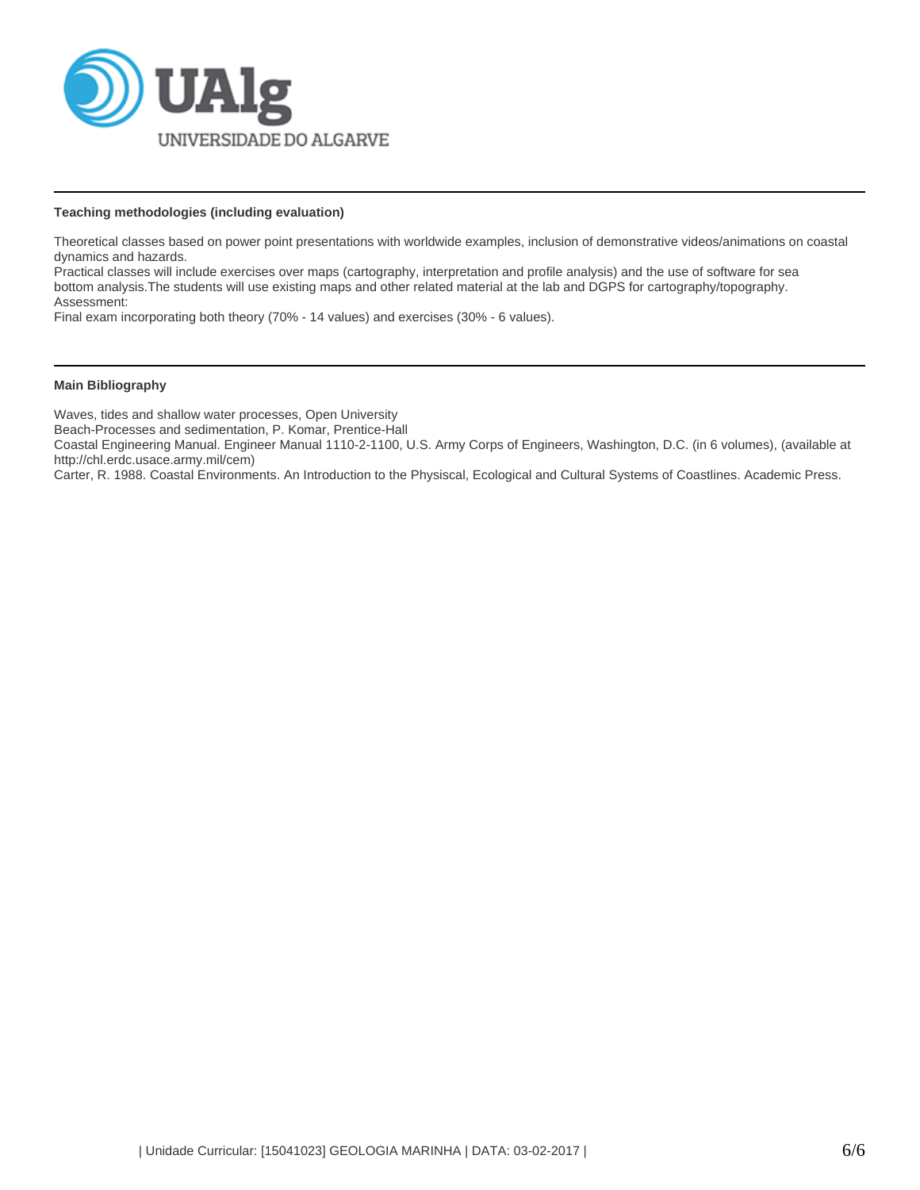### Teaching methodologies (including evaluation)

Theoretical classes based on power point presentations with worldwide examples, inclusion of demonstrative videos/animations on coastal dynamics and hazards.
Practical classes will include exercises over maps (cartography, interpretation and profile analysis) and the use of software for sea bottom analysis.The students will use existing maps and other related material at the lab and DGPS for cartography/topography.
Assessment:
Final exam incorporating both theory (70% - 14 values) and exercises (30% - 6 values).

### Main Bibliography

Waves, tides and shallow water processes, Open University
Beach-Processes and sedimentation, P. Komar, Prentice-Hall
Coastal Engineering Manual. Engineer Manual 1110-2-1100, U.S. Army Corps of Engineers, Washington, D.C. (in 6 volumes), (available at http://chl.erdc.usace.army.mil/cem)
Carter, R. 1988. Coastal Environments. An Introduction to the Physiscal, Ecological and Cultural Systems of Coastlines. Academic Press.